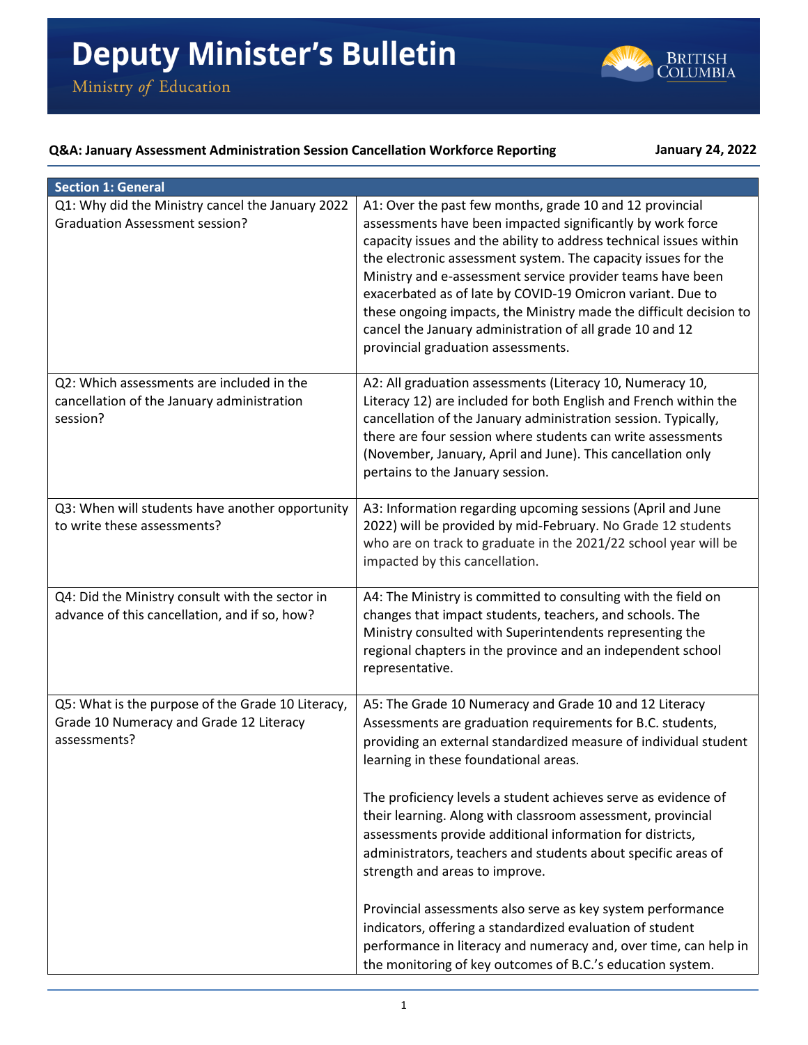# Deputy Minister's Bulletin

Ministry *of* Education

**Q&A: January Assessment Administration Session Cancellation Workforce Reporting** **January 24, 2022**

| **Section 1: General** | |
|---|---|
| Q1: Why did the Ministry cancel the January 2022 Graduation Assessment session? | A1: Over the past few months, grade 10 and 12 provincial assessments have been impacted significantly by work force capacity issues and the ability to address technical issues within the electronic assessment system. The capacity issues for the Ministry and e-assessment service provider teams have been exacerbated as of late by COVID-19 Omicron variant. Due to these ongoing impacts, the Ministry made the difficult decision to cancel the January administration of all grade 10 and 12 provincial graduation assessments. |
| Q2: Which assessments are included in the cancellation of the January administration session? | A2: All graduation assessments (Literacy 10, Numeracy 10, Literacy 12) are included for both English and French within the cancellation of the January administration session. Typically, there are four session where students can write assessments (November, January, April and June). This cancellation only pertains to the January session. |
| Q3: When will students have another opportunity to write these assessments? | A3: Information regarding upcoming sessions (April and June 2022) will be provided by mid-February. No Grade 12 students who are on track to graduate in the 2021/22 school year will be impacted by this cancellation. |
| Q4: Did the Ministry consult with the sector in advance of this cancellation, and if so, how? | A4: The Ministry is committed to consulting with the field on changes that impact students, teachers, and schools. The Ministry consulted with Superintendents representing the regional chapters in the province and an independent school representative. |
| Q5: What is the purpose of the Grade 10 Literacy, Grade 10 Numeracy and Grade 12 Literacy assessments? | A5: The Grade 10 Numeracy and Grade 10 and 12 Literacy Assessments are graduation requirements for B.C. students, providing an external standardized measure of individual student learning in these foundational areas.<br><br>The proficiency levels a student achieves serve as evidence of their learning. Along with classroom assessment, provincial assessments provide additional information for districts, administrators, teachers and students about specific areas of strength and areas to improve.<br><br>Provincial assessments also serve as key system performance indicators, offering a standardized evaluation of student performance in literacy and numeracy and, over time, can help in the monitoring of key outcomes of B.C.'s education system. |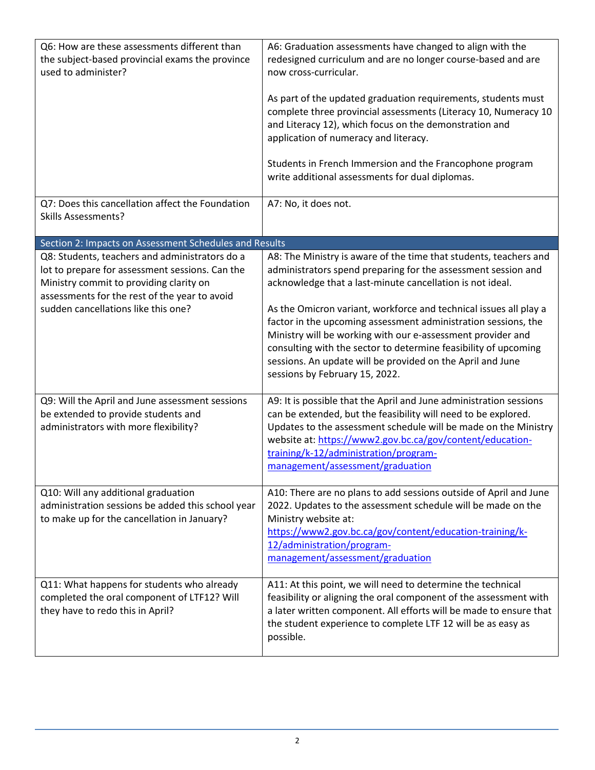| | |
|---|---|
| Q6: How are these assessments different than the subject-based provincial exams the province used to administer? | A6: Graduation assessments have changed to align with the redesigned curriculum and are no longer course-based and are now cross-curricular.<br><br>As part of the updated graduation requirements, students must complete three provincial assessments (Literacy 10, Numeracy 10 and Literacy 12), which focus on the demonstration and application of numeracy and literacy.<br><br>Students in French Immersion and the Francophone program write additional assessments for dual diplomas. |
| Q7: Does this cancellation affect the Foundation Skills Assessments? | A7: No, it does not. |
| **Section 2: Impacts on Assessment Schedules and Results** | |
| Q8: Students, teachers and administrators do a lot to prepare for assessment sessions. Can the Ministry commit to providing clarity on assessments for the rest of the year to avoid sudden cancellations like this one? | A8: The Ministry is aware of the time that students, teachers and administrators spend preparing for the assessment session and acknowledge that a last-minute cancellation is not ideal.<br><br>As the Omicron variant, workforce and technical issues all play a factor in the upcoming assessment administration sessions, the Ministry will be working with our e-assessment provider and consulting with the sector to determine feasibility of upcoming sessions. An update will be provided on the April and June sessions by February 15, 2022. |
| Q9: Will the April and June assessment sessions be extended to provide students and administrators with more flexibility? | A9: It is possible that the April and June administration sessions can be extended, but the feasibility will need to be explored. Updates to the assessment schedule will be made on the Ministry website at: [https://www2.gov.bc.ca/gov/content/education-training/k-12/administration/program-management/assessment/graduation](https://www2.gov.bc.ca/gov/content/education-training/k-12/administration/program-management/assessment/graduation) |
| Q10: Will any additional graduation administration sessions be added this school year to make up for the cancellation in January? | A10: There are no plans to add sessions outside of April and June 2022. Updates to the assessment schedule will be made on the Ministry website at: [https://www2.gov.bc.ca/gov/content/education-training/k-12/administration/program-management/assessment/graduation](https://www2.gov.bc.ca/gov/content/education-training/k-12/administration/program-management/assessment/graduation) |
| Q11: What happens for students who already completed the oral component of LTF12? Will they have to redo this in April? | A11: At this point, we will need to determine the technical feasibility or aligning the oral component of the assessment with a later written component. All efforts will be made to ensure that the student experience to complete LTF 12 will be as easy as possible. |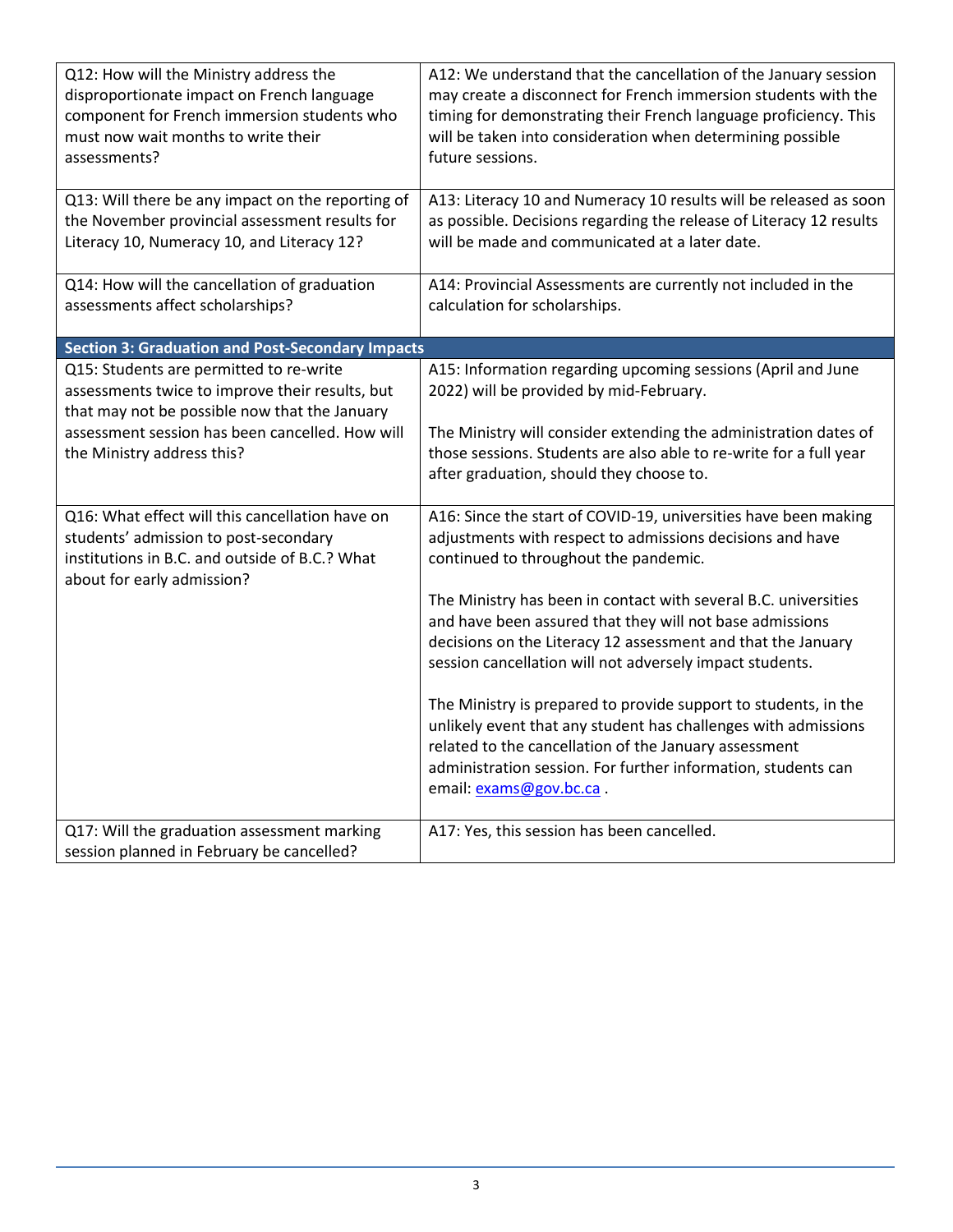| | |
|---|---|
| Q12: How will the Ministry address the disproportionate impact on French language component for French immersion students who must now wait months to write their assessments? | A12: We understand that the cancellation of the January session may create a disconnect for French immersion students with the timing for demonstrating their French language proficiency. This will be taken into consideration when determining possible future sessions. |
| Q13: Will there be any impact on the reporting of the November provincial assessment results for Literacy 10, Numeracy 10, and Literacy 12? | A13: Literacy 10 and Numeracy 10 results will be released as soon as possible. Decisions regarding the release of Literacy 12 results will be made and communicated at a later date. |
| Q14: How will the cancellation of graduation assessments affect scholarships? | A14: Provincial Assessments are currently not included in the calculation for scholarships. |
| **Section 3: Graduation and Post-Secondary Impacts** | |
| Q15: Students are permitted to re-write assessments twice to improve their results, but that may not be possible now that the January assessment session has been cancelled. How will the Ministry address this? | A15: Information regarding upcoming sessions (April and June 2022) will be provided by mid-February.<br><br>The Ministry will consider extending the administration dates of those sessions. Students are also able to re-write for a full year after graduation, should they choose to. |
| Q16: What effect will this cancellation have on students' admission to post-secondary institutions in B.C. and outside of B.C.? What about for early admission? | A16: Since the start of COVID-19, universities have been making adjustments with respect to admissions decisions and have continued to throughout the pandemic.<br><br>The Ministry has been in contact with several B.C. universities and have been assured that they will not base admissions decisions on the Literacy 12 assessment and that the January session cancellation will not adversely impact students.<br><br>The Ministry is prepared to provide support to students, in the unlikely event that any student has challenges with admissions related to the cancellation of the January assessment administration session. For further information, students can email: exams@gov.bc.ca . |
| Q17: Will the graduation assessment marking session planned in February be cancelled? | A17: Yes, this session has been cancelled. |